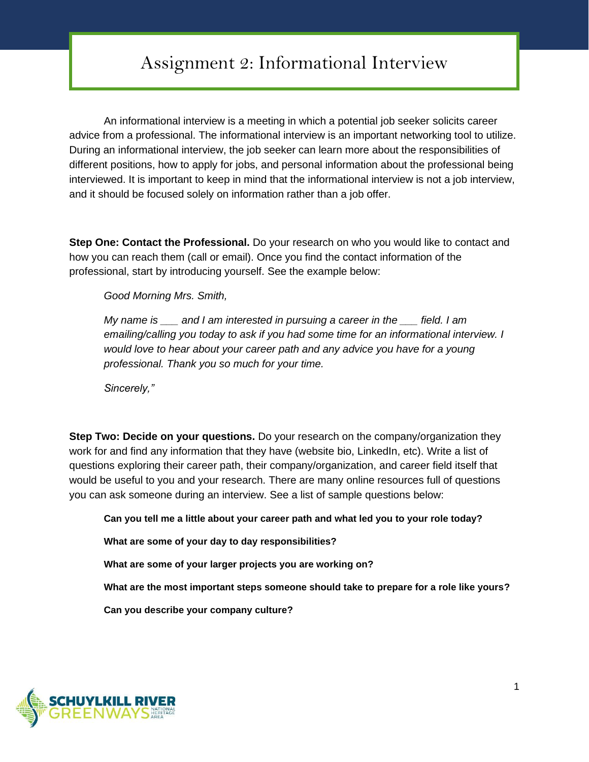# Assignment 2: Informational Interview

An informational interview is a meeting in which a potential job seeker solicits career advice from a professional. The informational interview is an important networking tool to utilize. During an informational interview, the job seeker can learn more about the responsibilities of different positions, how to apply for jobs, and personal information about the professional being interviewed. It is important to keep in mind that the informational interview is not a job interview, and it should be focused solely on information rather than a job offer.

**Step One: Contact the Professional.** Do your research on who you would like to contact and how you can reach them (call or email). Once you find the contact information of the professional, start by introducing yourself. See the example below:

> *Good Morning Mrs. Smith,*
>
> *My name is ___ and I am interested in pursuing a career in the ___ field. I am emailing/calling you today to ask if you had some time for an informational interview. I would love to hear about your career path and any advice you have for a young professional. Thank you so much for your time.*
>
> *Sincerely,"*

**Step Two: Decide on your questions.** Do your research on the company/organization they work for and find any information that they have (website bio, LinkedIn, etc). Write a list of questions exploring their career path, their company/organization, and career field itself that would be useful to you and your research. There are many online resources full of questions you can ask someone during an interview. See a list of sample questions below:

> **Can you tell me a little about your career path and what led you to your role today?**
>
> **What are some of your day to day responsibilities?**
>
> **What are some of your larger projects you are working on?**
>
> **What are the most important steps someone should take to prepare for a role like yours?**
>
> **Can you describe your company culture?**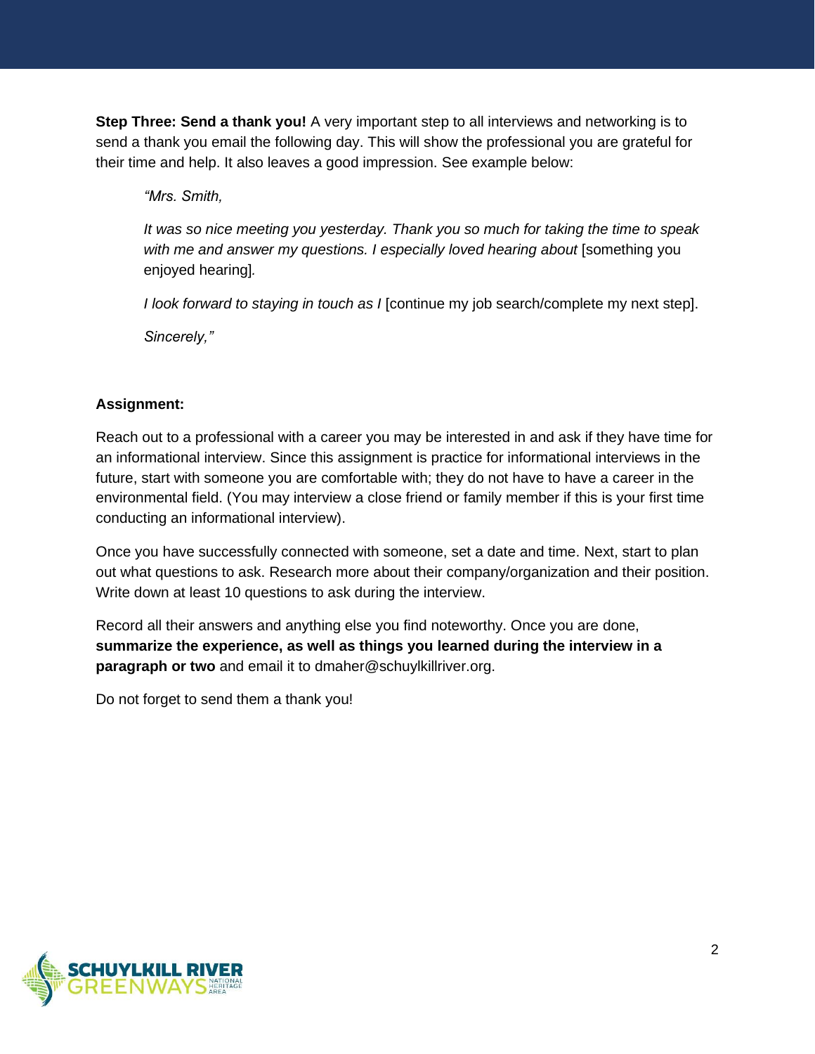**Step Three: Send a thank you!** A very important step to all interviews and networking is to send a thank you email the following day. This will show the professional you are grateful for their time and help. It also leaves a good impression. See example below:

> *"Mrs. Smith,*
>
> *It was so nice meeting you yesterday. Thank you so much for taking the time to speak with me and answer my questions. I especially loved hearing about* [something you enjoyed hearing].
>
> *I look forward to staying in touch as I* [continue my job search/complete my next step].
>
> *Sincerely,"*

**Assignment:**

Reach out to a professional with a career you may be interested in and ask if they have time for an informational interview. Since this assignment is practice for informational interviews in the future, start with someone you are comfortable with; they do not have to have a career in the environmental field. (You may interview a close friend or family member if this is your first time conducting an informational interview).

Once you have successfully connected with someone, set a date and time. Next, start to plan out what questions to ask. Research more about their company/organization and their position. Write down at least 10 questions to ask during the interview.

Record all their answers and anything else you find noteworthy. Once you are done, **summarize the experience, as well as things you learned during the interview in a paragraph or two** and email it to dmaher@schuylkillriver.org.

Do not forget to send them a thank you!